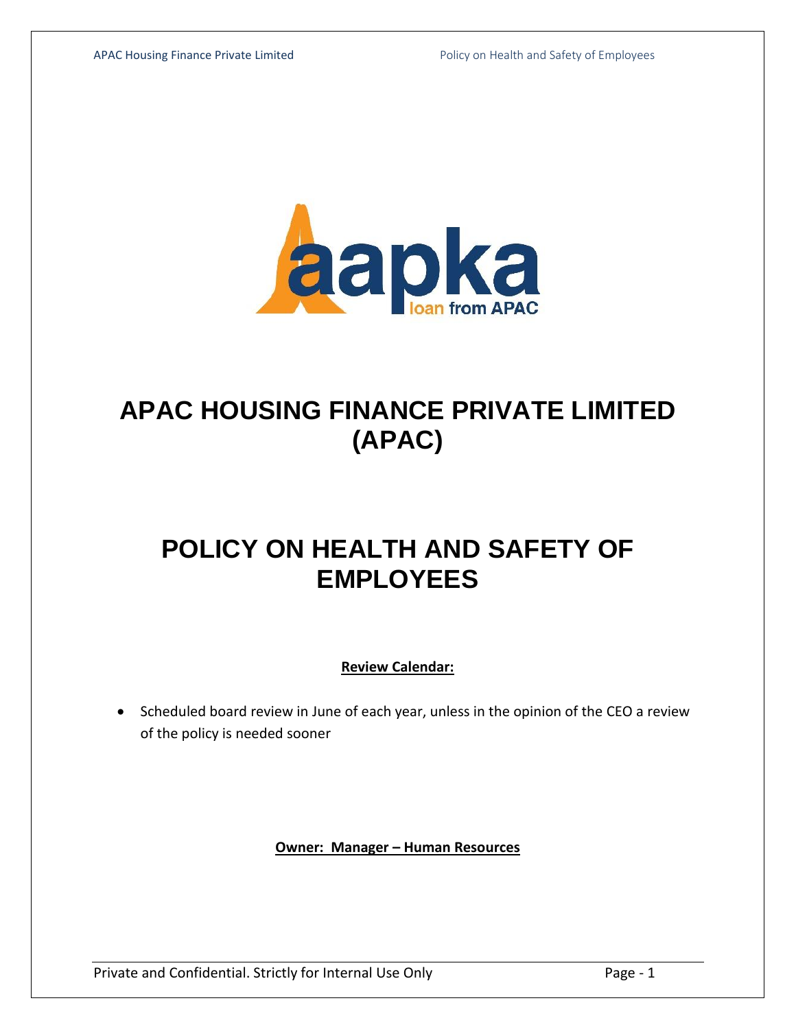# APAC HOUSING FINANCE PRIVATE LIMITED (APAC)

# POLICY ON HEALTH AND SAFETY OF EMPLOYEES

**Review Calendar:**

- Scheduled board review in June of each year, unless in the opinion of the CEO a review of the policy is needed sooner

**Owner: Manager – Human Resources**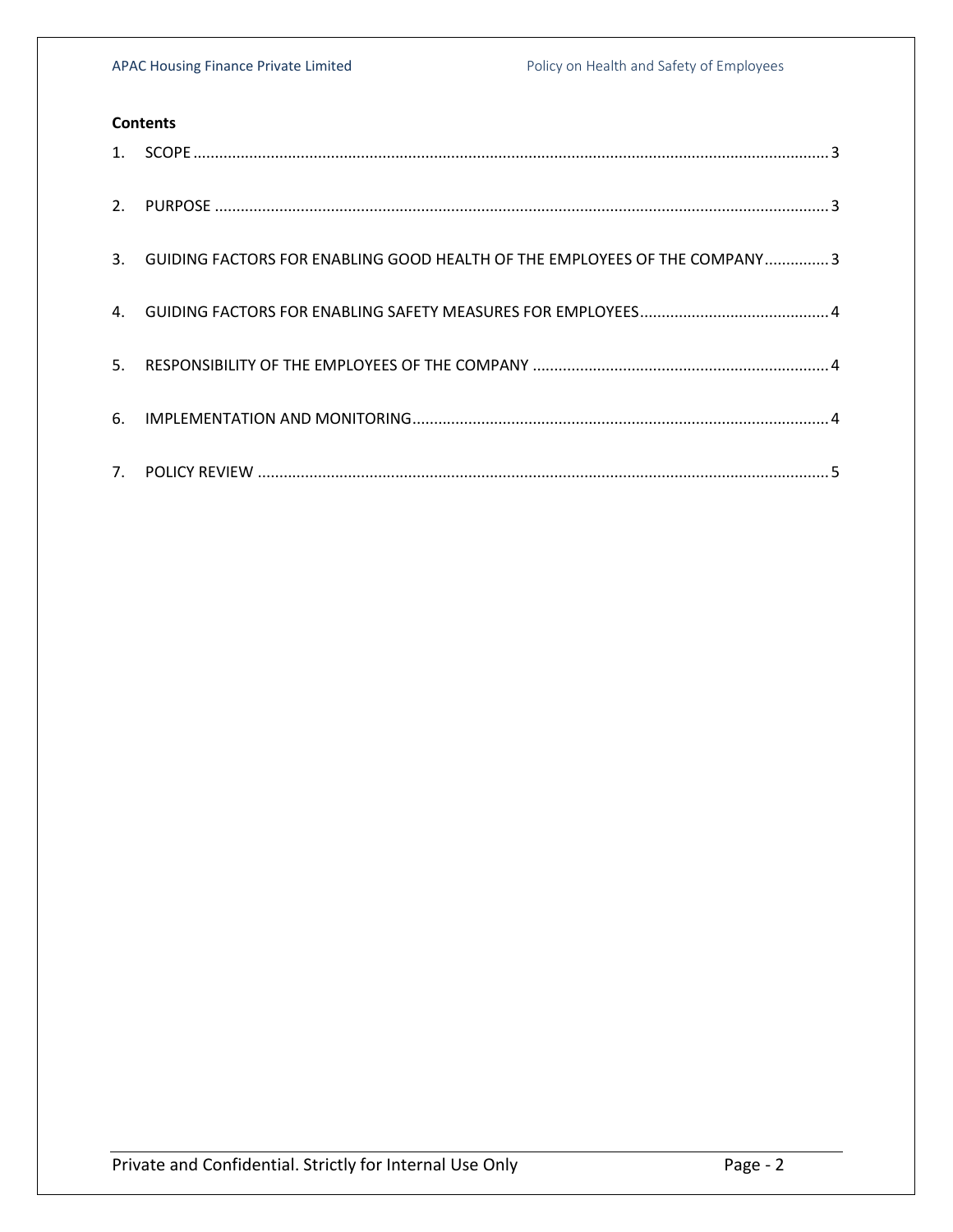**Contents**

1. SCOPE ........................................................................................................................................... 3
2. PURPOSE ...................................................................................................................................... 3
3. GUIDING FACTORS FOR ENABLING GOOD HEALTH OF THE EMPLOYEES OF THE COMPANY ............... 3
4. GUIDING FACTORS FOR ENABLING SAFETY MEASURES FOR EMPLOYEES ............................................ 4
5. RESPONSIBILITY OF THE EMPLOYEES OF THE COMPANY ..................................................................... 4
6. IMPLEMENTATION AND MONITORING ................................................................................................. 4
7. POLICY REVIEW .......................................................................................................................... 5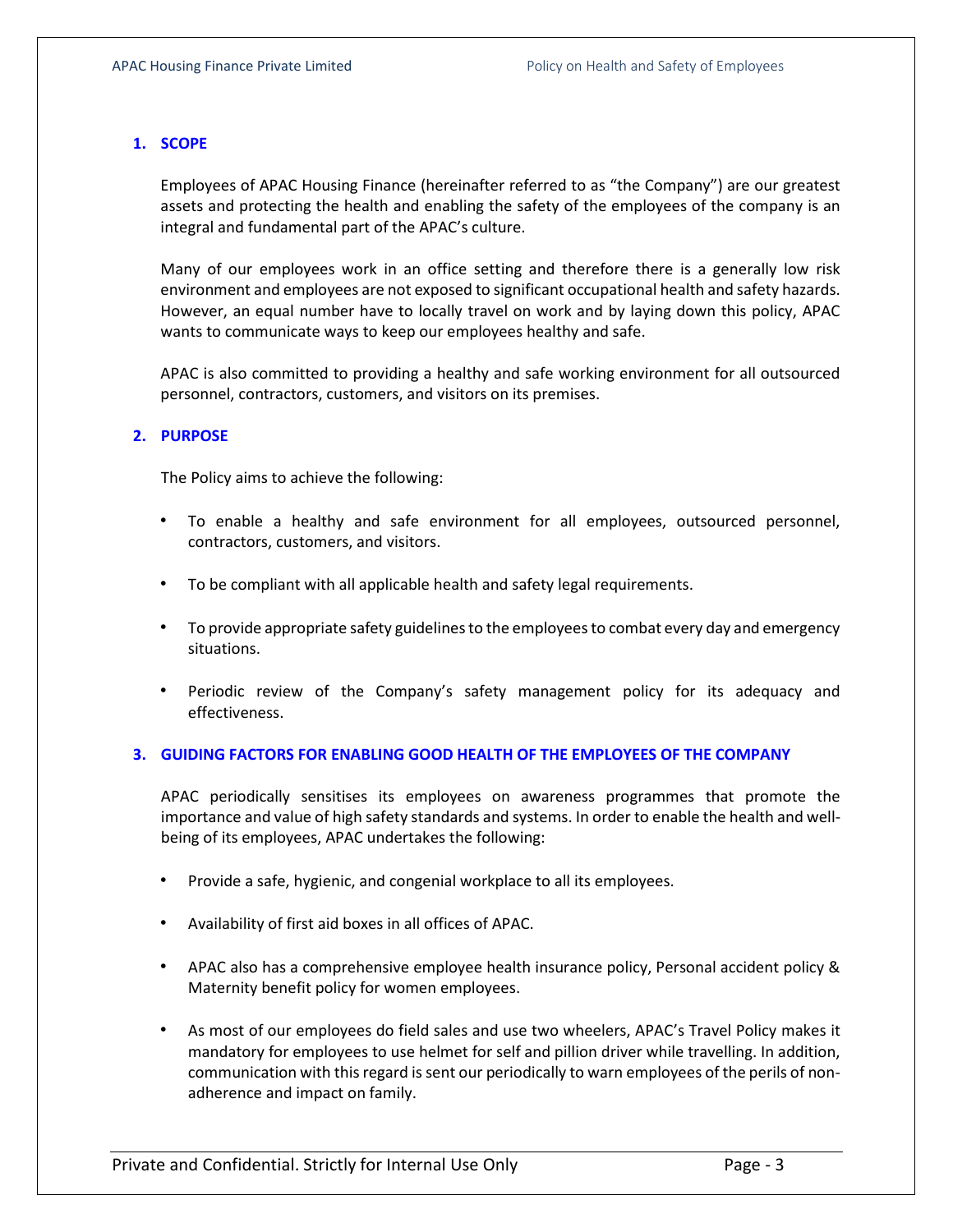## 1. SCOPE

Employees of APAC Housing Finance (hereinafter referred to as "the Company") are our greatest assets and protecting the health and enabling the safety of the employees of the company is an integral and fundamental part of the APAC's culture.

Many of our employees work in an office setting and therefore there is a generally low risk environment and employees are not exposed to significant occupational health and safety hazards. However, an equal number have to locally travel on work and by laying down this policy, APAC wants to communicate ways to keep our employees healthy and safe.

APAC is also committed to providing a healthy and safe working environment for all outsourced personnel, contractors, customers, and visitors on its premises.

## 2. PURPOSE

The Policy aims to achieve the following:

- To enable a healthy and safe environment for all employees, outsourced personnel, contractors, customers, and visitors.
- To be compliant with all applicable health and safety legal requirements.
- To provide appropriate safety guidelines to the employees to combat every day and emergency situations.
- Periodic review of the Company's safety management policy for its adequacy and effectiveness.

## 3. GUIDING FACTORS FOR ENABLING GOOD HEALTH OF THE EMPLOYEES OF THE COMPANY

APAC periodically sensitises its employees on awareness programmes that promote the importance and value of high safety standards and systems. In order to enable the health and well-being of its employees, APAC undertakes the following:

- Provide a safe, hygienic, and congenial workplace to all its employees.
- Availability of first aid boxes in all offices of APAC.
- APAC also has a comprehensive employee health insurance policy, Personal accident policy & Maternity benefit policy for women employees.
- As most of our employees do field sales and use two wheelers, APAC's Travel Policy makes it mandatory for employees to use helmet for self and pillion driver while travelling. In addition, communication with this regard is sent our periodically to warn employees of the perils of non-adherence and impact on family.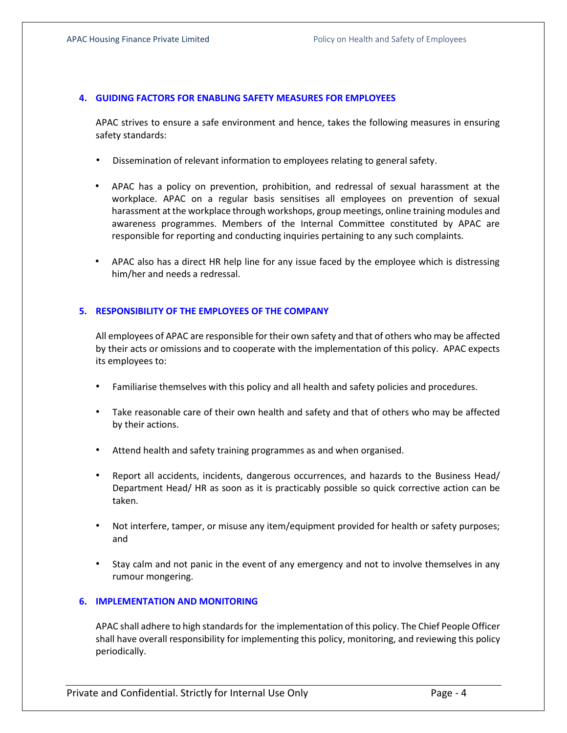## 4. GUIDING FACTORS FOR ENABLING SAFETY MEASURES FOR EMPLOYEES

APAC strives to ensure a safe environment and hence, takes the following measures in ensuring safety standards:

- Dissemination of relevant information to employees relating to general safety.
- APAC has a policy on prevention, prohibition, and redressal of sexual harassment at the workplace. APAC on a regular basis sensitises all employees on prevention of sexual harassment at the workplace through workshops, group meetings, online training modules and awareness programmes. Members of the Internal Committee constituted by APAC are responsible for reporting and conducting inquiries pertaining to any such complaints.
- APAC also has a direct HR help line for any issue faced by the employee which is distressing him/her and needs a redressal.

## 5. RESPONSIBILITY OF THE EMPLOYEES OF THE COMPANY

All employees of APAC are responsible for their own safety and that of others who may be affected by their acts or omissions and to cooperate with the implementation of this policy. APAC expects its employees to:

- Familiarise themselves with this policy and all health and safety policies and procedures.
- Take reasonable care of their own health and safety and that of others who may be affected by their actions.
- Attend health and safety training programmes as and when organised.
- Report all accidents, incidents, dangerous occurrences, and hazards to the Business Head/ Department Head/ HR as soon as it is practicably possible so quick corrective action can be taken.
- Not interfere, tamper, or misuse any item/equipment provided for health or safety purposes; and
- Stay calm and not panic in the event of any emergency and not to involve themselves in any rumour mongering.

## 6. IMPLEMENTATION AND MONITORING

APAC shall adhere to high standards for the implementation of this policy. The Chief People Officer shall have overall responsibility for implementing this policy, monitoring, and reviewing this policy periodically.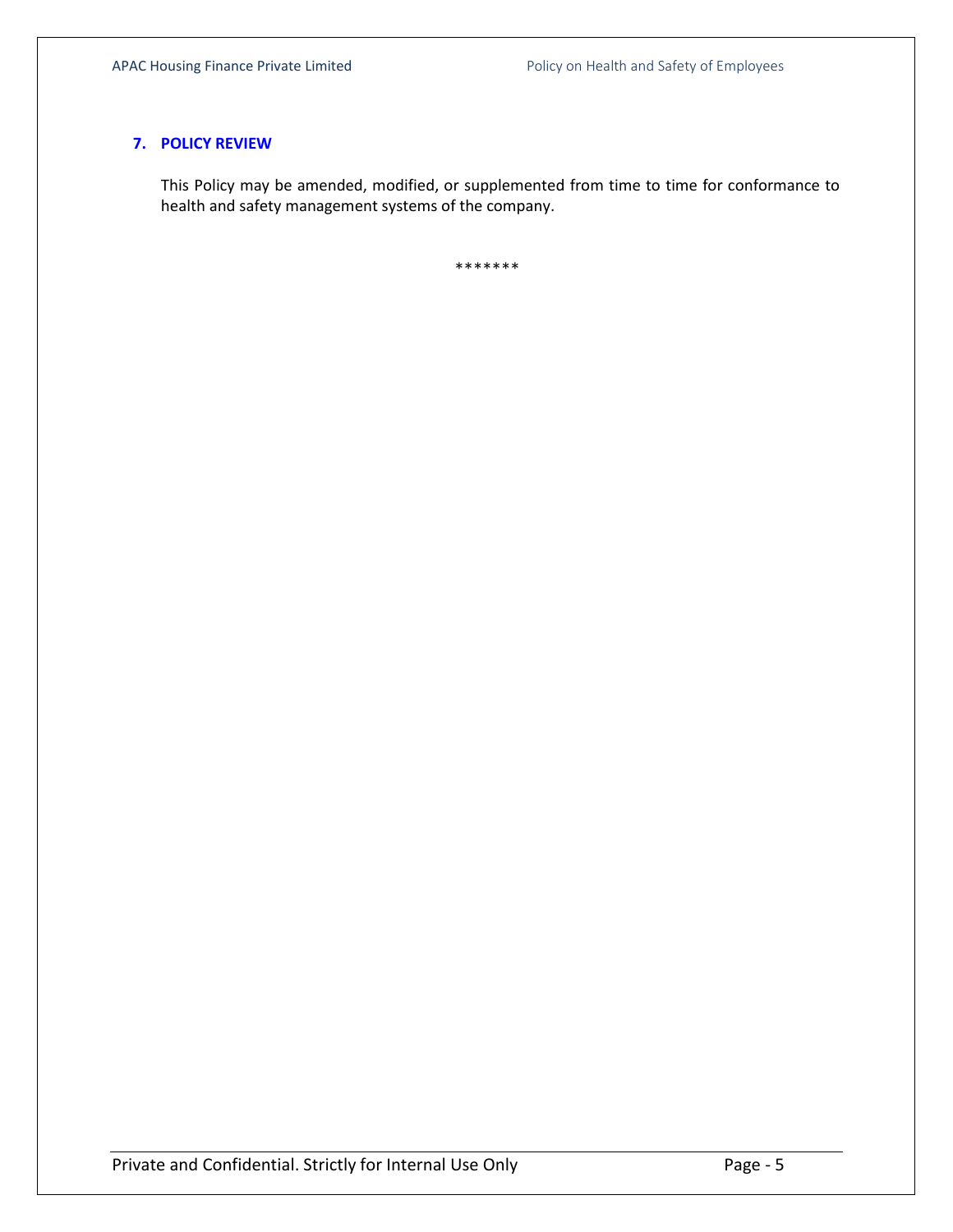## 7. POLICY REVIEW

This Policy may be amended, modified, or supplemented from time to time for conformance to health and safety management systems of the company.

*******